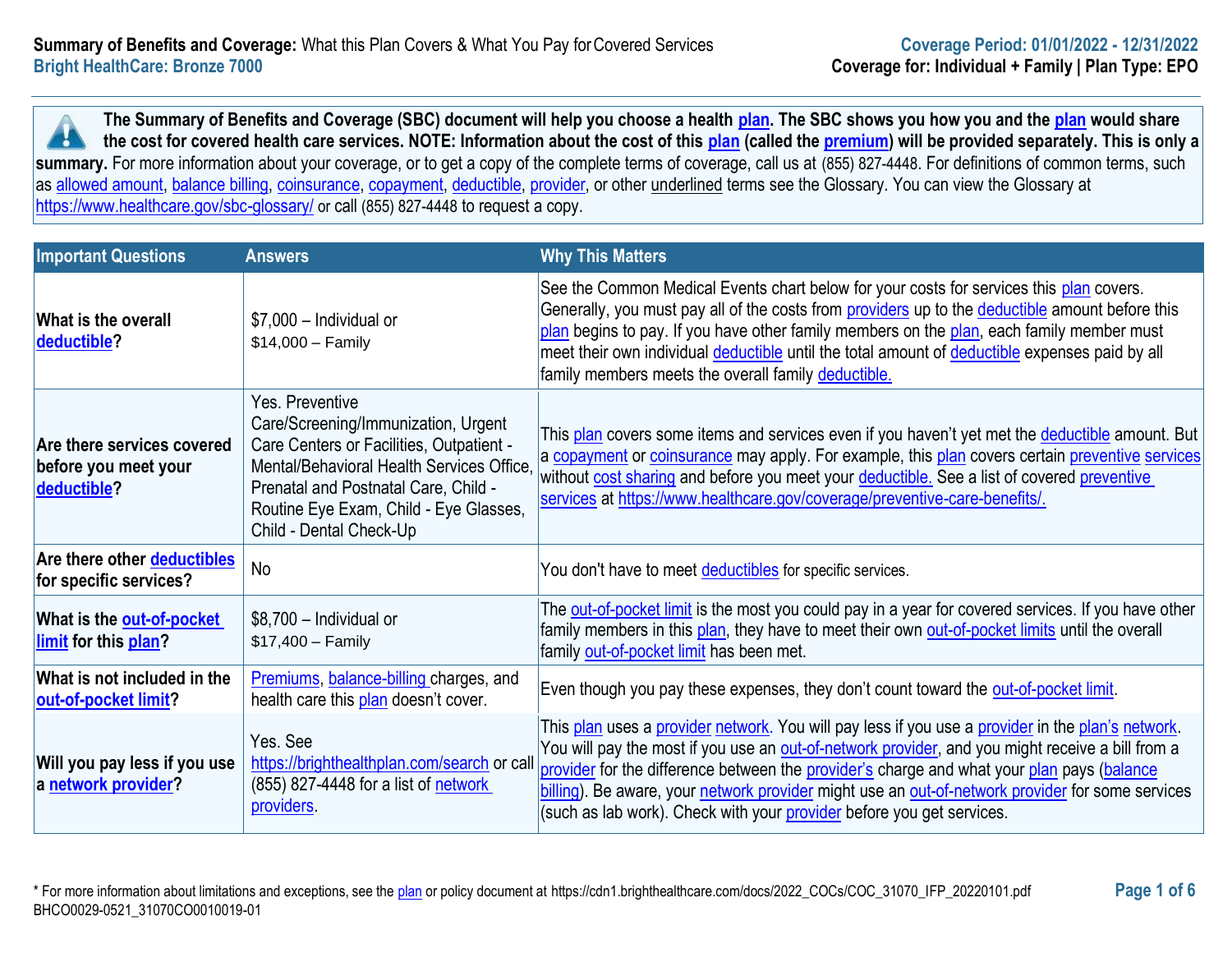**Summary of Benefits and Coverage:** What this Plan Covers & What You Pay for Covered Services

**Bright HealthCare: Bronze 7000**

**Coverage Period: 01/01/2022 - 12/31/2022**

**Coverage for: Individual + Family | Plan Type: EPO**

**The Summary of Benefits and Coverage (SBC) document will help you choose a health plan. The SBC shows you how you and the plan would share the cost for covered health care services. NOTE: Information about the cost of this plan (called the premium) will be provided separately. This is only a summary.** For more information about your coverage, or to get a copy of the complete terms of coverage, call us at (855) 827-4448. For definitions of common terms, such as allowed amount, balance billing, coinsurance, copayment, deductible, provider, or other underlined terms see the Glossary. You can view the Glossary at https://www.healthcare.gov/sbc-glossary/ or call (855) 827-4448 to request a copy.

| Important Questions | Answers | Why This Matters |
|---|---|---|
| **What is the overall deductible?** | $7,000 – Individual or $14,000 – Family | See the Common Medical Events chart below for your costs for services this plan covers. Generally, you must pay all of the costs from providers up to the deductible amount before this plan begins to pay. If you have other family members on the plan, each family member must meet their own individual deductible until the total amount of deductible expenses paid by all family members meets the overall family deductible. |
| **Are there services covered before you meet your deductible?** | Yes. Preventive Care/Screening/Immunization, Urgent Care Centers or Facilities, Outpatient - Mental/Behavioral Health Services Office, Prenatal and Postnatal Care, Child - Routine Eye Exam, Child - Eye Glasses, Child - Dental Check-Up | This plan covers some items and services even if you haven't yet met the deductible amount. But a copayment or coinsurance may apply. For example, this plan covers certain preventive services without cost sharing and before you meet your deductible. See a list of covered preventive services at https://www.healthcare.gov/coverage/preventive-care-benefits/. |
| **Are there other deductibles for specific services?** | No | You don't have to meet deductibles for specific services. |
| **What is the out-of-pocket limit for this plan?** | $8,700 – Individual or $17,400 – Family | The out-of-pocket limit is the most you could pay in a year for covered services. If you have other family members in this plan, they have to meet their own out-of-pocket limits until the overall family out-of-pocket limit has been met. |
| **What is not included in the out-of-pocket limit?** | Premiums, balance-billing charges, and health care this plan doesn't cover. | Even though you pay these expenses, they don't count toward the out-of-pocket limit. |
| **Will you pay less if you use a network provider?** | Yes. See https://brighthealthplan.com/search or call (855) 827-4448 for a list of network providers. | This plan uses a provider network. You will pay less if you use a provider in the plan's network. You will pay the most if you use an out-of-network provider, and you might receive a bill from a provider for the difference between the provider's charge and what your plan pays (balance billing). Be aware, your network provider might use an out-of-network provider for some services (such as lab work). Check with your provider before you get services. |

\* For more information about limitations and exceptions, see the plan or policy document at https://cdn1.brighthealthcare.com/docs/2022_COCs/COC_31070_IFP_20220101.pdf

BHCO0029-0521_31070CO0010019-01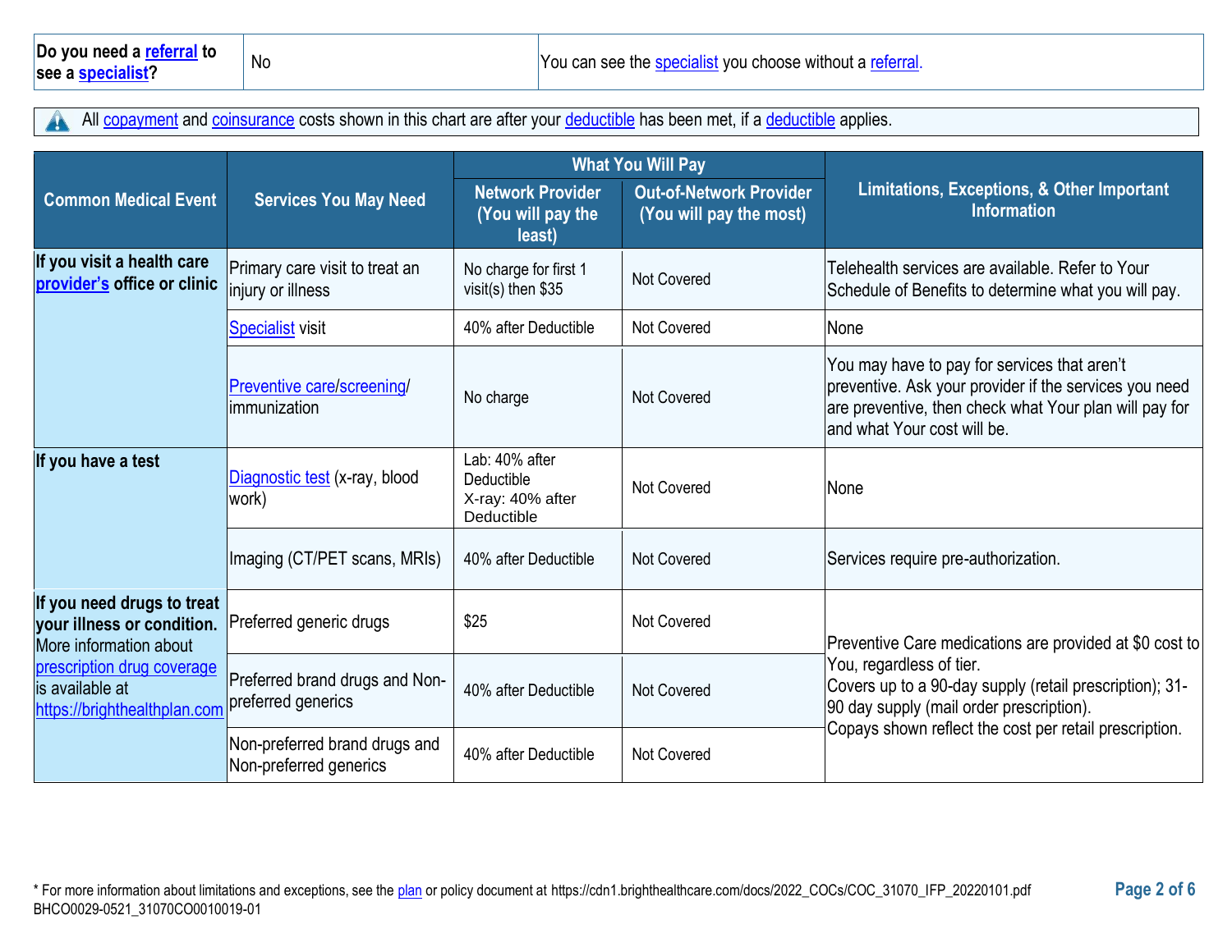| Do you need a referral to see a specialist? | No | You can see the specialist you choose without a referral. |
|---|---|---|

All copayment and coinsurance costs shown in this chart are after your deductible has been met, if a deductible applies.

| Common Medical Event | Services You May Need | What You Will Pay | | Limitations, Exceptions, & Other Important Information |
|---|---|---|---|---|
| | | Network Provider (You will pay the least) | Out-of-Network Provider (You will pay the most) | |
| If you visit a health care provider's office or clinic | Primary care visit to treat an injury or illness | No charge for first 1 visit(s) then $35 | Not Covered | Telehealth services are available. Refer to Your Schedule of Benefits to determine what you will pay. |
| | Specialist visit | 40% after Deductible | Not Covered | None |
| | Preventive care/screening/ immunization | No charge | Not Covered | You may have to pay for services that aren't preventive. Ask your provider if the services you need are preventive, then check what Your plan will pay for and what Your cost will be. |
| If you have a test | Diagnostic test (x-ray, blood work) | Lab: 40% after Deductible<br>X-ray: 40% after Deductible | Not Covered | None |
| | Imaging (CT/PET scans, MRIs) | 40% after Deductible | Not Covered | Services require pre-authorization. |
| If you need drugs to treat your illness or condition. More information about prescription drug coverage is available at https://brighthealthplan.com | Preferred generic drugs | $25 | Not Covered | Preventive Care medications are provided at $0 cost to You, regardless of tier.<br>Covers up to a 90-day supply (retail prescription); 31-90 day supply (mail order prescription).<br>Copays shown reflect the cost per retail prescription. |
| | Preferred brand drugs and Non-preferred generics | 40% after Deductible | Not Covered | |
| | Non-preferred brand drugs and Non-preferred generics | 40% after Deductible | Not Covered | |

* For more information about limitations and exceptions, see the plan or policy document at https://cdn1.brighthealthcare.com/docs/2022_COCs/COC_31070_IFP_20220101.pdf
BHCO0029-0521_31070CO0010019-01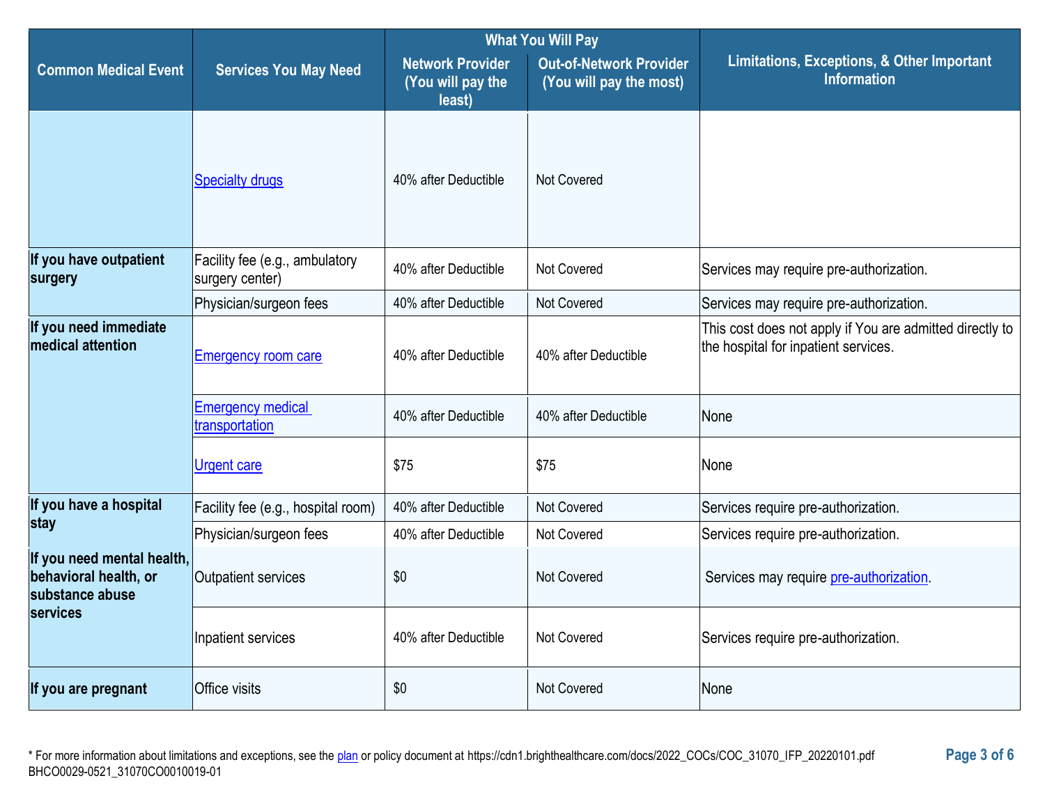| Common Medical Event | Services You May Need | What You Will Pay | | Limitations, Exceptions, & Other Important Information |
|---|---|---|---|---|
| | | Network Provider (You will pay the least) | Out-of-Network Provider (You will pay the most) | |
| | Specialty drugs | 40% after Deductible | Not Covered | |
| If you have outpatient surgery | Facility fee (e.g., ambulatory surgery center) | 40% after Deductible | Not Covered | Services may require pre-authorization. |
| | Physician/surgeon fees | 40% after Deductible | Not Covered | Services may require pre-authorization. |
| If you need immediate medical attention | Emergency room care | 40% after Deductible | 40% after Deductible | This cost does not apply if You are admitted directly to the hospital for inpatient services. |
| | Emergency medical transportation | 40% after Deductible | 40% after Deductible | None |
| | Urgent care | $75 | $75 | None |
| If you have a hospital stay | Facility fee (e.g., hospital room) | 40% after Deductible | Not Covered | Services require pre-authorization. |
| | Physician/surgeon fees | 40% after Deductible | Not Covered | Services require pre-authorization. |
| If you need mental health, behavioral health, or substance abuse services | Outpatient services | $0 | Not Covered | Services may require pre-authorization. |
| | Inpatient services | 40% after Deductible | Not Covered | Services require pre-authorization. |
| If you are pregnant | Office visits | $0 | Not Covered | None |

* For more information about limitations and exceptions, see the plan or policy document at https://cdn1.brighthealthcare.com/docs/2022_COCs/COC_31070_IFP_20220101.pdf
BHCO0029-0521_31070CO0010019-01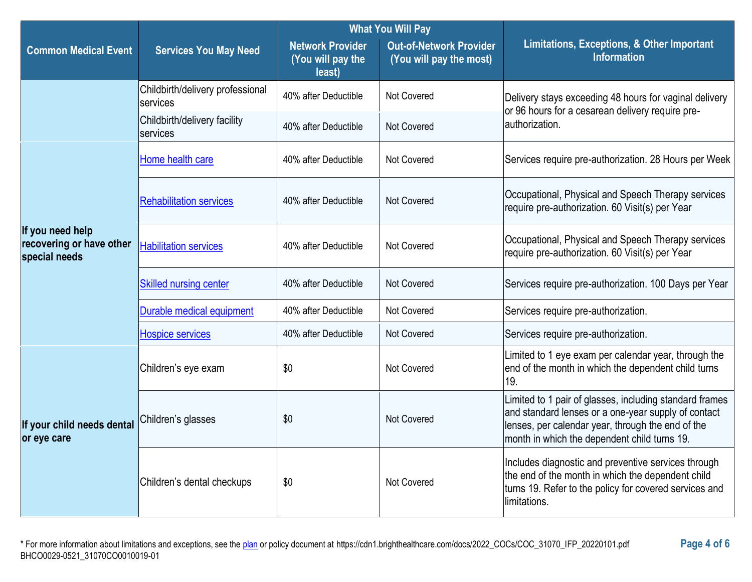| Common Medical Event | Services You May Need | What You Will Pay | | Limitations, Exceptions, & Other Important Information |
|---|---|---|---|---|
| | | Network Provider (You will pay the least) | Out-of-Network Provider (You will pay the most) | |
| | Childbirth/delivery professional services | 40% after Deductible | Not Covered | Delivery stays exceeding 48 hours for vaginal delivery or 96 hours for a cesarean delivery require pre-authorization. |
| | Childbirth/delivery facility services | 40% after Deductible | Not Covered | |
| **If you need help recovering or have other special needs** | Home health care | 40% after Deductible | Not Covered | Services require pre-authorization. 28 Hours per Week |
| | Rehabilitation services | 40% after Deductible | Not Covered | Occupational, Physical and Speech Therapy services require pre-authorization. 60 Visit(s) per Year |
| | Habilitation services | 40% after Deductible | Not Covered | Occupational, Physical and Speech Therapy services require pre-authorization. 60 Visit(s) per Year |
| | Skilled nursing center | 40% after Deductible | Not Covered | Services require pre-authorization. 100 Days per Year |
| | Durable medical equipment | 40% after Deductible | Not Covered | Services require pre-authorization. |
| | Hospice services | 40% after Deductible | Not Covered | Services require pre-authorization. |
| **If your child needs dental or eye care** | Children's eye exam | $0 | Not Covered | Limited to 1 eye exam per calendar year, through the end of the month in which the dependent child turns 19. |
| | Children's glasses | $0 | Not Covered | Limited to 1 pair of glasses, including standard frames and standard lenses or a one-year supply of contact lenses, per calendar year, through the end of the month in which the dependent child turns 19. |
| | Children's dental checkups | $0 | Not Covered | Includes diagnostic and preventive services through the end of the month in which the dependent child turns 19. Refer to the policy for covered services and limitations. |

* For more information about limitations and exceptions, see the plan or policy document at https://cdn1.brighthealthcare.com/docs/2022_COCs/COC_31070_IFP_20220101.pdf
BHCO0029-0521_31070CO0010019-01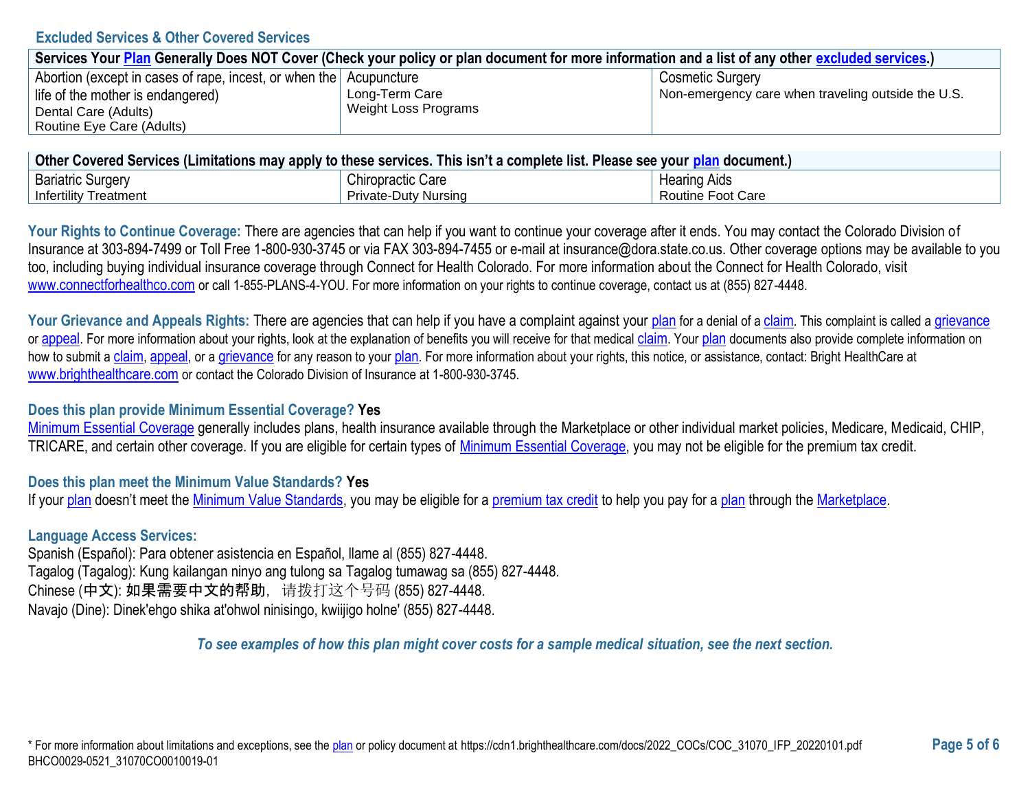## Excluded Services & Other Covered Services

| Services Your Plan Generally Does NOT Cover (Check your policy or plan document for more information and a list of any other excluded services.) | | |
|---|---|---|
| Abortion (except in cases of rape, incest, or when the life of the mother is endangered)<br>Dental Care (Adults)<br>Routine Eye Care (Adults) | Acupuncture<br>Long-Term Care<br>Weight Loss Programs | Cosmetic Surgery<br>Non-emergency care when traveling outside the U.S. |

| Other Covered Services (Limitations may apply to these services. This isn't a complete list. Please see your plan document.) | | |
|---|---|---|
| Bariatric Surgery<br>Infertility Treatment | Chiropractic Care<br>Private-Duty Nursing | Hearing Aids<br>Routine Foot Care |

**Your Rights to Continue Coverage:** There are agencies that can help if you want to continue your coverage after it ends. You may contact the Colorado Division of Insurance at 303-894-7499 or Toll Free 1-800-930-3745 or via FAX 303-894-7455 or e-mail at insurance@dora.state.co.us. Other coverage options may be available to you too, including buying individual insurance coverage through Connect for Health Colorado. For more information about the Connect for Health Colorado, visit www.connectforhealthco.com or call 1-855-PLANS-4-YOU. For more information on your rights to continue coverage, contact us at (855) 827-4448.

**Your Grievance and Appeals Rights:** There are agencies that can help if you have a complaint against your plan for a denial of a claim. This complaint is called a grievance or appeal. For more information about your rights, look at the explanation of benefits you will receive for that medical claim. Your plan documents also provide complete information on how to submit a claim, appeal, or a grievance for any reason to your plan. For more information about your rights, this notice, or assistance, contact: Bright HealthCare at www.brighthealthcare.com or contact the Colorado Division of Insurance at 1-800-930-3745.

**Does this plan provide Minimum Essential Coverage? Yes**

Minimum Essential Coverage generally includes plans, health insurance available through the Marketplace or other individual market policies, Medicare, Medicaid, CHIP, TRICARE, and certain other coverage. If you are eligible for certain types of Minimum Essential Coverage, you may not be eligible for the premium tax credit.

**Does this plan meet the Minimum Value Standards? Yes**

If your plan doesn't meet the Minimum Value Standards, you may be eligible for a premium tax credit to help you pay for a plan through the Marketplace.

**Language Access Services:**

Spanish (Español): Para obtener asistencia en Español, llame al (855) 827-4448.
Tagalog (Tagalog): Kung kailangan ninyo ang tulong sa Tagalog tumawag sa (855) 827-4448.
Chinese (中文): 如果需要中文的帮助，请拨打这个号码 (855) 827-4448.
Navajo (Dine): Dinek'ehgo shika at'ohwol ninisingo, kwiijigo holne' (855) 827-4448.

*To see examples of how this plan might cover costs for a sample medical situation, see the next section.*

* For more information about limitations and exceptions, see the plan or policy document at https://cdn1.brighthealthcare.com/docs/2022_COCs/COC_31070_IFP_20220101.pdf
BHCO0029-0521_31070CO0010019-01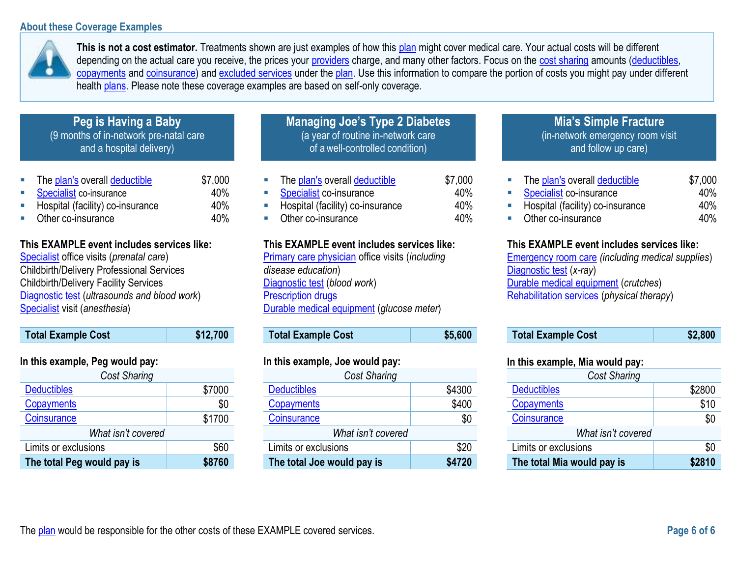## About these Coverage Examples

**This is not a cost estimator.** Treatments shown are just examples of how this plan might cover medical care. Your actual costs will be different depending on the actual care you receive, the prices your providers charge, and many other factors. Focus on the cost sharing amounts (deductibles, copayments and coinsurance) and excluded services under the plan. Use this information to compare the portion of costs you might pay under different health plans. Please note these coverage examples are based on self-only coverage.

### Peg is Having a Baby
(9 months of in-network pre-natal care and a hospital delivery)

- The plan's overall deductible — $7,000
- Specialist co-insurance — 40%
- Hospital (facility) co-insurance — 40%
- Other co-insurance — 40%

**This EXAMPLE event includes services like:**
Specialist office visits (*prenatal care*)
Childbirth/Delivery Professional Services
Childbirth/Delivery Facility Services
Diagnostic test (*ultrasounds and blood work*)
Specialist visit (*anesthesia*)

| | |
|---|---|
| **Total Example Cost** | **$12,700** |

**In this example, Peg would pay:**

| *Cost Sharing* | |
|---|---|
| Deductibles | $7000 |
| Copayments | $0 |
| Coinsurance | $1700 |
| *What isn't covered* | |
| Limits or exclusions | $60 |
| **The total Peg would pay is** | **$8760** |

### Managing Joe's Type 2 Diabetes
(a year of routine in-network care of a well-controlled condition)

- The plan's overall deductible — $7,000
- Specialist co-insurance — 40%
- Hospital (facility) co-insurance — 40%
- Other co-insurance — 40%

**This EXAMPLE event includes services like:**
Primary care physician office visits (*including disease education*)
Diagnostic test (*blood work*)
Prescription drugs
Durable medical equipment (*glucose meter*)

| | |
|---|---|
| **Total Example Cost** | **$5,600** |

**In this example, Joe would pay:**

| *Cost Sharing* | |
|---|---|
| Deductibles | $4300 |
| Copayments | $400 |
| Coinsurance | $0 |
| *What isn't covered* | |
| Limits or exclusions | $20 |
| **The total Joe would pay is** | **$4720** |

### Mia's Simple Fracture
(in-network emergency room visit and follow up care)

- The plan's overall deductible — $7,000
- Specialist co-insurance — 40%
- Hospital (facility) co-insurance — 40%
- Other co-insurance — 40%

**This EXAMPLE event includes services like:**
Emergency room care *(including medical supplies)*
Diagnostic test (*x-ray*)
Durable medical equipment (*crutches*)
Rehabilitation services (*physical therapy*)

| | |
|---|---|
| **Total Example Cost** | **$2,800** |

**In this example, Mia would pay:**

| *Cost Sharing* | |
|---|---|
| Deductibles | $2800 |
| Copayments | $10 |
| Coinsurance | $0 |
| *What isn't covered* | |
| Limits or exclusions | $0 |
| **The total Mia would pay is** | **$2810** |

The plan would be responsible for the other costs of these EXAMPLE covered services.